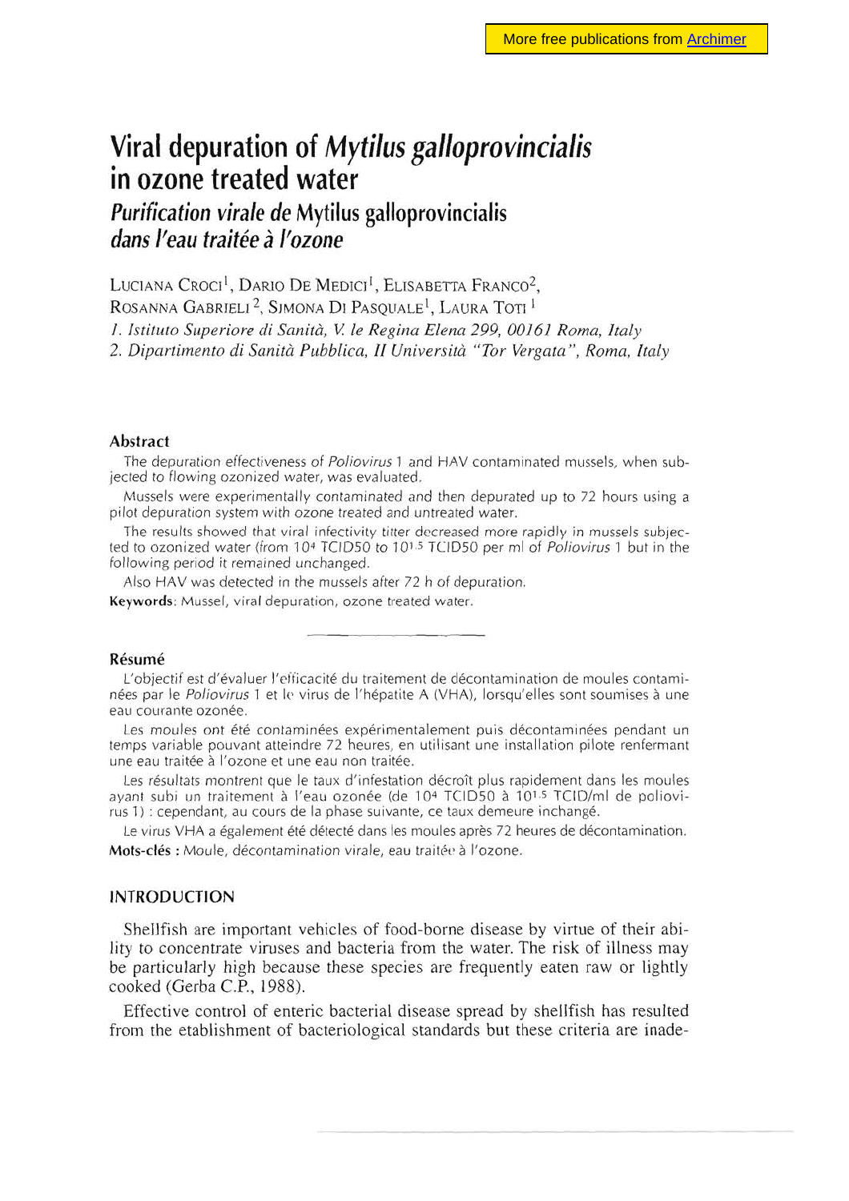# Viral depuration of *Mytilus galloprovincialis* in ozone treated water

## *Purification virale de* Mytilus galloprovincialis *dans l'eau traitée à l'ozone*

Luciana Croci[1], Dario De Medici[1], Elisabetta Franco[2], Rosanna Gabrieli[2], Simona Di Pasquale[1], Laura Toti[1]

*1. Istituto Superiore di Sanità, V. le Regina Elena 299, 00161 Roma, Italy*

*2. Dipartimento di Sanità Pubblica, II Università "Tor Vergata", Roma, Italy*

### Abstract

The depuration effectiveness of *Poliovirus* 1 and HAV contaminated mussels, when subjected to flowing ozonized water, was evaluated.

Mussels were experimentally contaminated and then depurated up to 72 hours using a pilot depuration system with ozone treated and untreated water.

The results showed that viral infectivity titter decreased more rapidly in mussels subjected to ozonized water (from $10^4$ TCID50 to $10^{1.5}$ TCID50 per ml of *Poliovirus* 1 but in the following period it remained unchanged.

Also HAV was detected in the mussels after 72 h of depuration.

**Keywords**: Mussel, viral depuration, ozone treated water.

### Résumé

L'objectif est d'évaluer l'efficacité du traitement de décontamination de moules contaminées par le *Poliovirus* 1 et le virus de l'hépatite A (VHA), lorsqu'elles sont soumises à une eau courante ozonée.

Les moules ont été contaminées expérimentalement puis décontaminées pendant un temps variable pouvant atteindre 72 heures, en utilisant une installation pilote renfermant une eau traitée à l'ozone et une eau non traitée.

Les résultats montrent que le taux d'infestation décroît plus rapidement dans les moules ayant subi un traitement à l'eau ozonée (de $10^4$ TCID50 à $10^{1.5}$ TCID/ml de poliovirus 1) : cependant, au cours de la phase suivante, ce taux demeure inchangé.

Le virus VHA a également été détecté dans les moules après 72 heures de décontamination.

**Mots-clés :** Moule, décontamination virale, eau traitée à l'ozone.

## INTRODUCTION

Shellfish are important vehicles of food-borne disease by virtue of their ability to concentrate viruses and bacteria from the water. The risk of illness may be particularly high because these species are frequently eaten raw or lightly cooked (Gerba C.P., 1988).

Effective control of enteric bacterial disease spread by shellfish has resulted from the etablishment of bacteriological standards but these criteria are inade-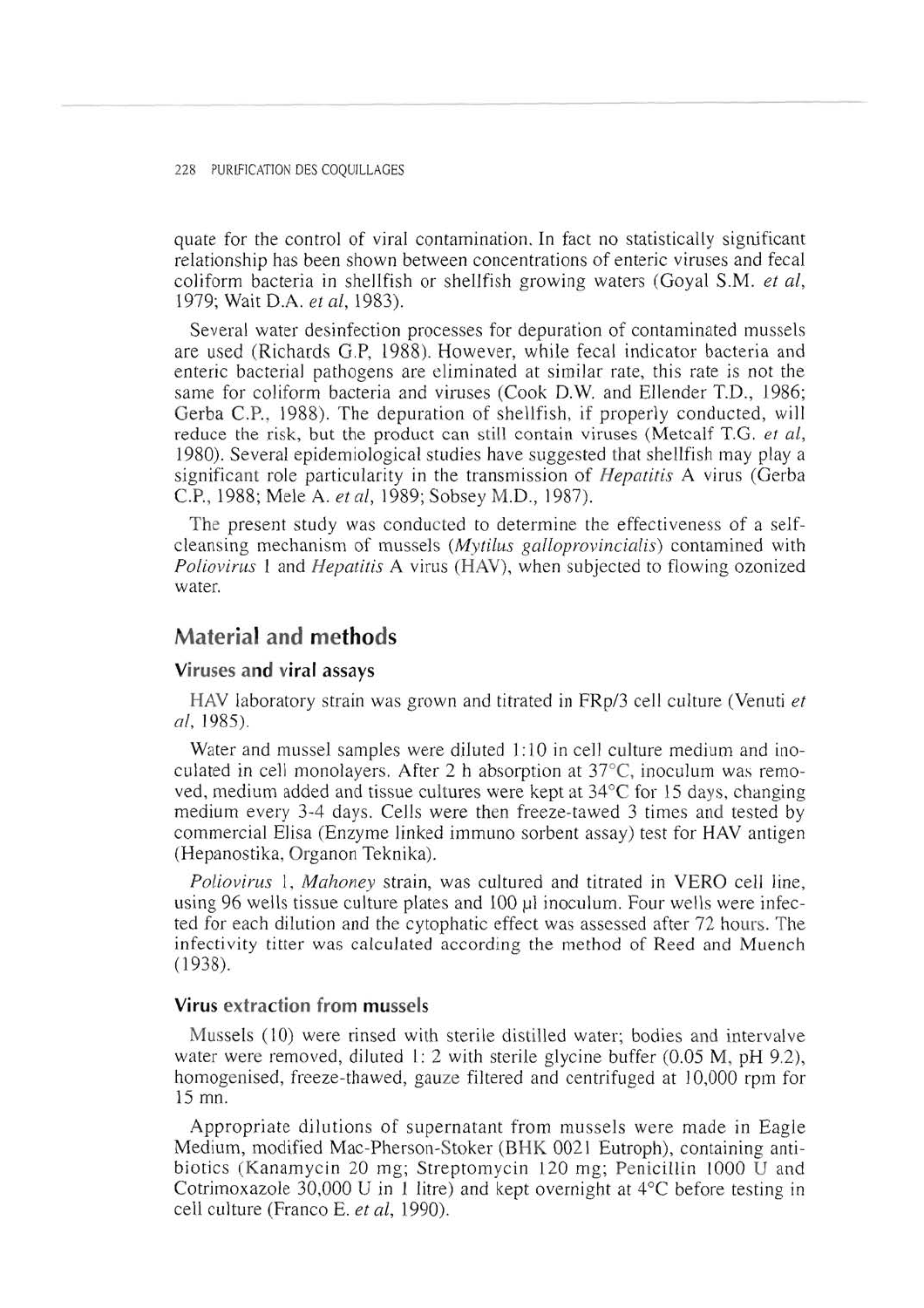quate for the control of viral contamination. In fact no statistically significant relationship has been shown between concentrations of enteric viruses and fecal coliform bacteria in shellfish or shellfish growing waters (Goyal S.M. *et al*, 1979; Wait D.A. *et al*, 1983).

Several water desinfection processes for depuration of contaminated mussels are used (Richards G.P, 1988). However, while fecal indicator bacteria and enteric bacterial pathogens are eliminated at similar rate, this rate is not the same for coliform bacteria and viruses (Cook D.W. and Ellender T.D., 1986; Gerba C.P., 1988). The depuration of shellfish, if properly conducted, will reduce the risk, but the product can still contain viruses (Metcalf T.G. *et al*, 1980). Several epidemiological studies have suggested that shellfish may play a significant role particularity in the transmission of *Hepatitis* A virus (Gerba C.P., 1988; Mele A. *et al*, 1989; Sobsey M.D., 1987).

The present study was conducted to determine the effectiveness of a self-cleansing mechanism of mussels (*Mytilus galloprovincialis*) contamined with *Poliovirus* 1 and *Hepatitis* A virus (HAV), when subjected to flowing ozonized water.

## Material and methods

### Viruses and viral assays

HAV laboratory strain was grown and titrated in FRp/3 cell culture (Venuti *et al*, 1985).

Water and mussel samples were diluted 1:10 in cell culture medium and inoculated in cell monolayers. After 2 h absorption at 37°C, inoculum was removed, medium added and tissue cultures were kept at 34°C for 15 days, changing medium every 3-4 days. Cells were then freeze-tawed 3 times and tested by commercial Elisa (Enzyme linked immuno sorbent assay) test for HAV antigen (Hepanostika, Organon Teknika).

*Poliovirus* 1, *Mahoney* strain, was cultured and titrated in VERO cell line, using 96 wells tissue culture plates and 100 µl inoculum. Four wells were infected for each dilution and the cytophatic effect was assessed after 72 hours. The infectivity titter was calculated according the method of Reed and Muench (1938).

### Virus extraction from mussels

Mussels (10) were rinsed with sterile distilled water; bodies and intervalve water were removed, diluted 1: 2 with sterile glycine buffer (0.05 M, pH 9.2), homogenised, freeze-thawed, gauze filtered and centrifuged at 10,000 rpm for 15 mn.

Appropriate dilutions of supernatant from mussels were made in Eagle Medium, modified Mac-Pherson-Stoker (BHK 0021 Eutroph), containing antibiotics (Kanamycin 20 mg; Streptomycin 120 mg; Penicillin 1000 U and Cotrimoxazole 30,000 U in 1 litre) and kept overnight at 4°C before testing in cell culture (Franco E. *et al*, 1990).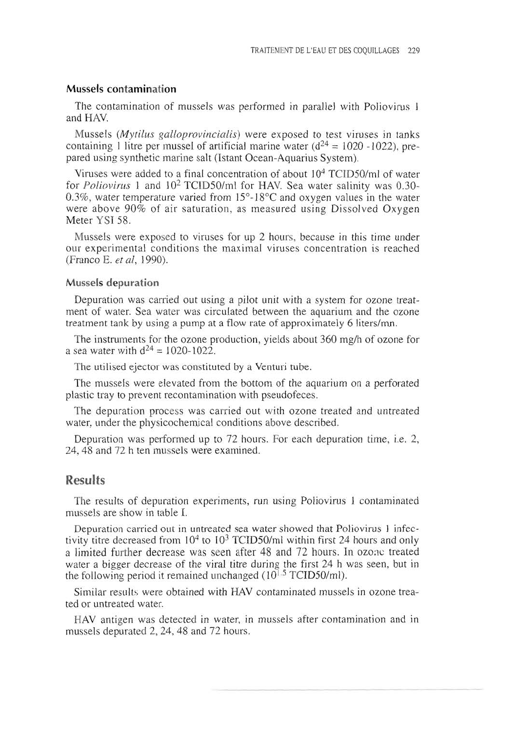### Mussels contamination

The contamination of mussels was performed in parallel with Poliovirus 1 and HAV.

Mussels (*Mytilus galloprovincialis*) were exposed to test viruses in tanks containing 1 litre per mussel of artificial marine water ($d^{24}$ = 1020 -1022), prepared using synthetic marine salt (Istant Ocean-Aquarius System).

Viruses were added to a final concentration of about $10^4$ TCID50/ml of water for *Poliovirus* 1 and $10^2$ TCID50/ml for HAV. Sea water salinity was 0.30-0.3%, water temperature varied from 15°-18°C and oxygen values in the water were above 90% of air saturation, as measured using Dissolved Oxygen Meter YSI 58.

Mussels were exposed to viruses for up 2 hours, because in this time under our experimental conditions the maximal viruses concentration is reached (Franco E. *et al*, 1990).

### Mussels depuration

Depuration was carried out using a pilot unit with a system for ozone treatment of water. Sea water was circulated between the aquarium and the ozone treatment tank by using a pump at a flow rate of approximately 6 liters/mn.

The instruments for the ozone production, yields about 360 mg/h of ozone for a sea water with $d^{24}$ = 1020-1022.

The utilised ejector was constituted by a Venturi tube.

The mussels were elevated from the bottom of the aquarium on a perforated plastic tray to prevent recontamination with pseudofeces.

The depuration process was carried out with ozone treated and untreated water, under the physicochemical conditions above described.

Depuration was performed up to 72 hours. For each depuration time, i.e. 2, 24, 48 and 72 h ten mussels were examined.

## Results

The results of depuration experiments, run using Poliovirus 1 contaminated mussels are show in table I.

Depuration carried out in untreated sea water showed that Poliovirus 1 infectivity titre decreased from $10^4$ to $10^3$ TCID50/ml within first 24 hours and only a limited further decrease was seen after 48 and 72 hours. In ozone treated water a bigger decrease of the viral titre during the first 24 h was seen, but in the following period it remained unchanged ($10^{1.5}$ TCID50/ml).

Similar results were obtained with HAV contaminated mussels in ozone treated or untreated water.

HAV antigen was detected in water, in mussels after contamination and in mussels depurated 2, 24, 48 and 72 hours.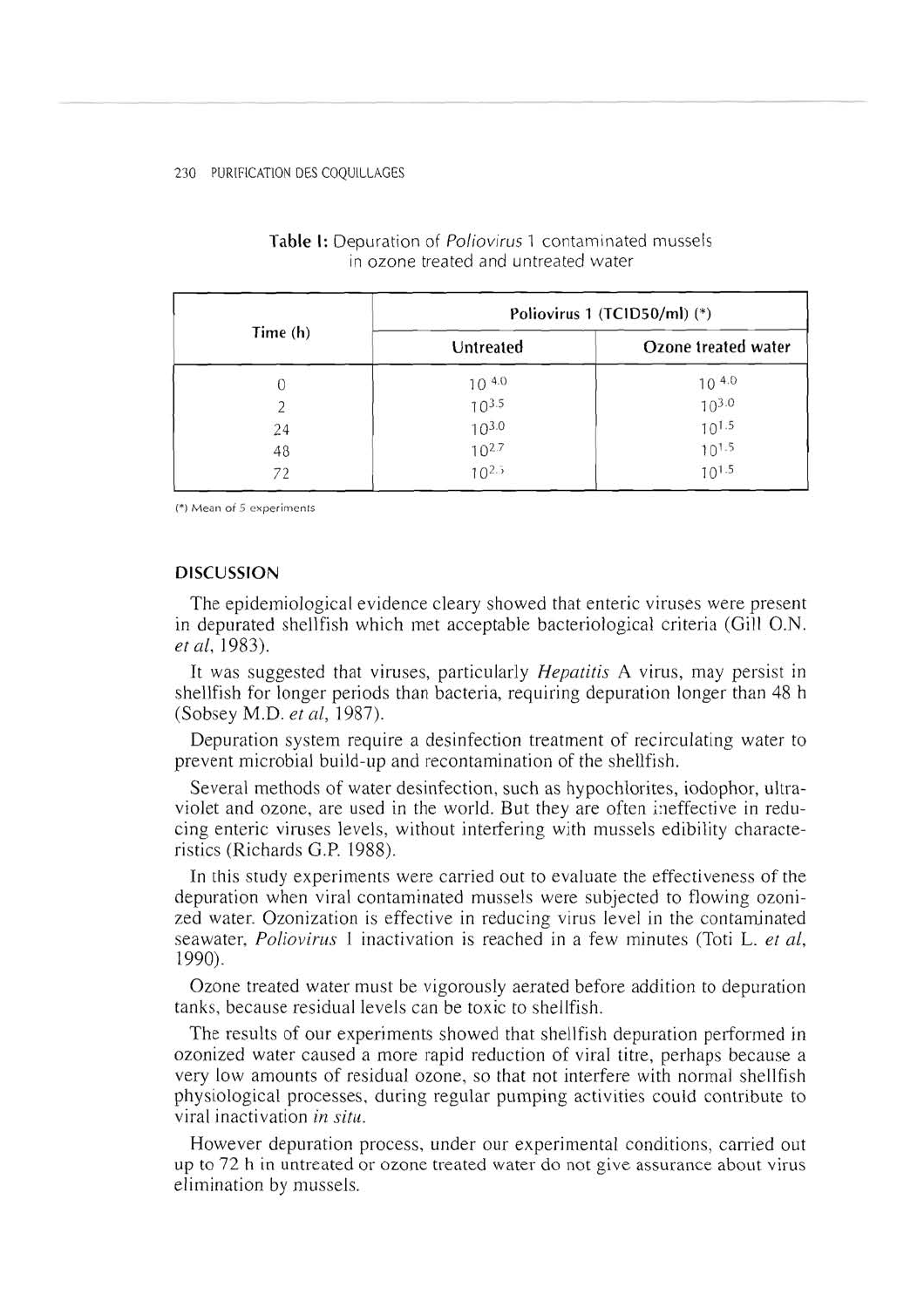**Table I:** Depuration of *Poliovirus* 1 contaminated mussels in ozone treated and untreated water

| Time (h) | Poliovirus 1 (TCID50/ml) (*) | |
|---|---|---|
| | Untreated | Ozone treated water |
| 0 | $10^{4.0}$ | $10^{4.0}$ |
| 2 | $10^{3.5}$ | $10^{3.0}$ |
| 24 | $10^{3.0}$ | $10^{1.5}$ |
| 48 | $10^{2.7}$ | $10^{1.5}$ |
| 72 | $10^{2.5}$ | $10^{1.5}$ |

(*) Mean of 5 experiments

## DISCUSSION

The epidemiological evidence cleary showed that enteric viruses were present in depurated shellfish which met acceptable bacteriological criteria (Gill O.N. *et al*, 1983).

It was suggested that viruses, particularly *Hepatitis* A virus, may persist in shellfish for longer periods than bacteria, requiring depuration longer than 48 h (Sobsey M.D. *et al*, 1987).

Depuration system require a desinfection treatment of recirculating water to prevent microbial build-up and recontamination of the shellfish.

Several methods of water desinfection, such as hypochlorites, iodophor, ultraviolet and ozone, are used in the world. But they are often ineffective in reducing enteric viruses levels, without interfering with mussels edibility characteristics (Richards G.P. 1988).

In this study experiments were carried out to evaluate the effectiveness of the depuration when viral contaminated mussels were subjected to flowing ozonized water. Ozonization is effective in reducing virus level in the contaminated seawater, *Poliovirus* 1 inactivation is reached in a few minutes (Toti L. *et al*, 1990).

Ozone treated water must be vigorously aerated before addition to depuration tanks, because residual levels can be toxic to shellfish.

The results of our experiments showed that shellfish depuration performed in ozonized water caused a more rapid reduction of viral titre, perhaps because a very low amounts of residual ozone, so that not interfere with normal shellfish physiological processes, during regular pumping activities could contribute to viral inactivation *in situ*.

However depuration process, under our experimental conditions, carried out up to 72 h in untreated or ozone treated water do not give assurance about virus elimination by mussels.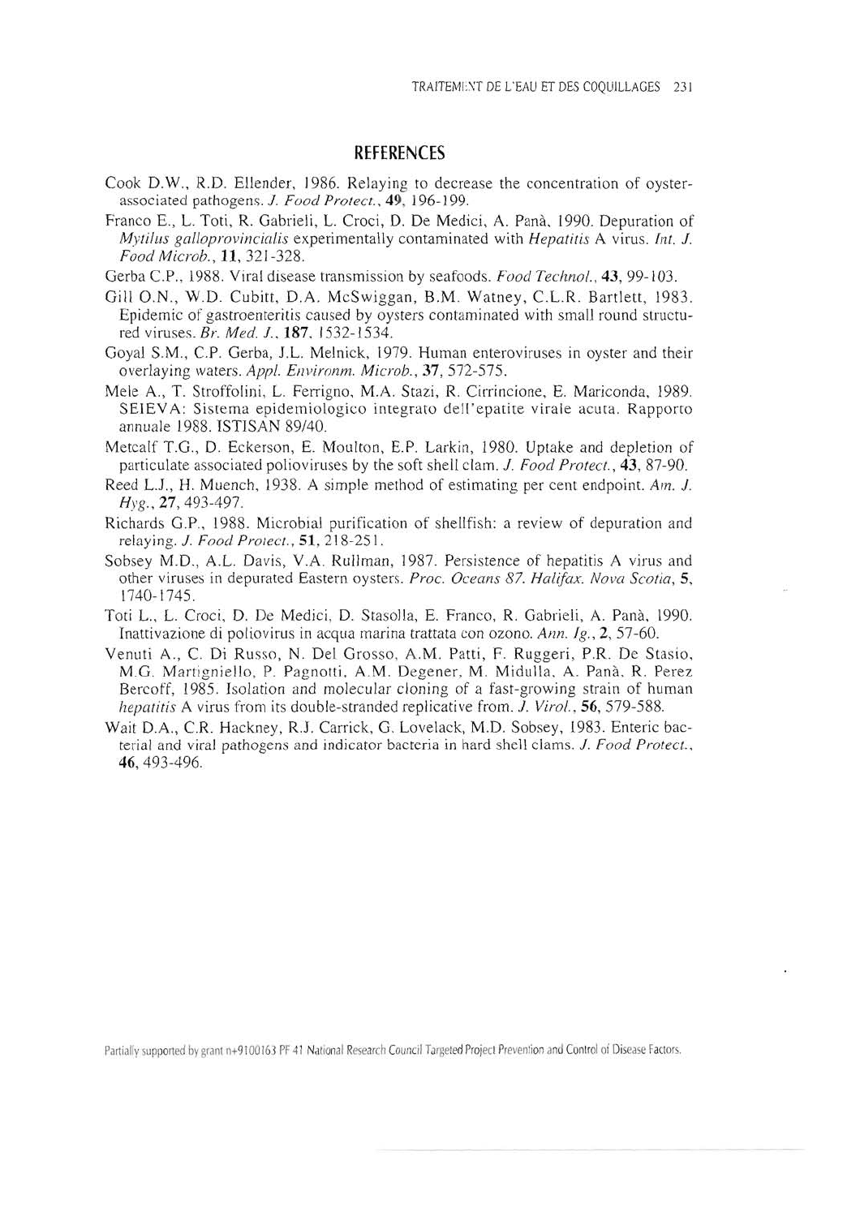## REFERENCES

Cook D.W., R.D. Ellender, 1986. Relaying to decrease the concentration of oyster-associated pathogens. *J. Food Protect.*, **49**, 196-199.

Franco E., L. Toti, R. Gabrieli, L. Croci, D. De Medici, A. Panà, 1990. Depuration of *Mytilus galloprovincialis* experimentally contaminated with *Hepatitis* A virus. *Int. J. Food Microb.*, **11**, 321-328.

Gerba C.P., 1988. Viral disease transmission by seafoods. *Food Technol.*, **43**, 99-103.

Gill O.N., W.D. Cubitt, D.A. McSwiggan, B.M. Watney, C.L.R. Bartlett, 1983. Epidemic of gastroenteritis caused by oysters contaminated with small round structured viruses. *Br. Med. J.*, **187**, 1532-1534.

Goyal S.M., C.P. Gerba, J.L. Melnick, 1979. Human enteroviruses in oyster and their overlaying waters. *Appl. Environm. Microb.*, **37**, 572-575.

Mele A., T. Stroffolini, L. Ferrigno, M.A. Stazi, R. Cirrincione, E. Mariconda, 1989. SEIEVA: Sistema epidemiologico integrato dell'epatite virale acuta. Rapporto annuale 1988. ISTISAN 89/40.

Metcalf T.G., D. Eckerson, E. Moulton, E.P. Larkin, 1980. Uptake and depletion of particulate associated polioviruses by the soft shell clam. *J. Food Protect.*, **43**, 87-90.

Reed L.J., H. Muench, 1938. A simple method of estimating per cent endpoint. *Am. J. Hyg.*, **27**, 493-497.

Richards G.P., 1988. Microbial purification of shellfish: a review of depuration and relaying. *J. Food Protect.*, **51**, 218-251.

Sobsey M.D., A.L. Davis, V.A. Rullman, 1987. Persistence of hepatitis A virus and other viruses in depurated Eastern oysters. *Proc. Oceans 87. Halifax. Nova Scotia*, **5**, 1740-1745.

Toti L., L. Croci, D. De Medici, D. Stasolla, E. Franco, R. Gabrieli, A. Panà, 1990. Inattivazione di poliovirus in acqua marina trattata con ozono. *Ann. Ig.*, **2**, 57-60.

Venuti A., C. Di Russo, N. Del Grosso, A.M. Patti, F. Ruggeri, P.R. De Stasio, M.G. Martigniello, P. Pagnotti, A.M. Degener, M. Midulla, A. Panà, R. Perez Bercoff, 1985. Isolation and molecular cloning of a fast-growing strain of human *hepatitis* A virus from its double-stranded replicative from. *J. Virol.*, **56**, 579-588.

Wait D.A., C.R. Hackney, R.J. Carrick, G. Lovelack, M.D. Sobsey, 1983. Enteric bacterial and viral pathogens and indicator bacteria in hard shell clams. *J. Food Protect.*, **46**, 493-496.

Partially supported by grant n+9100163 PF 41 National Research Council Targeted Project Prevention and Control of Disease Factors.